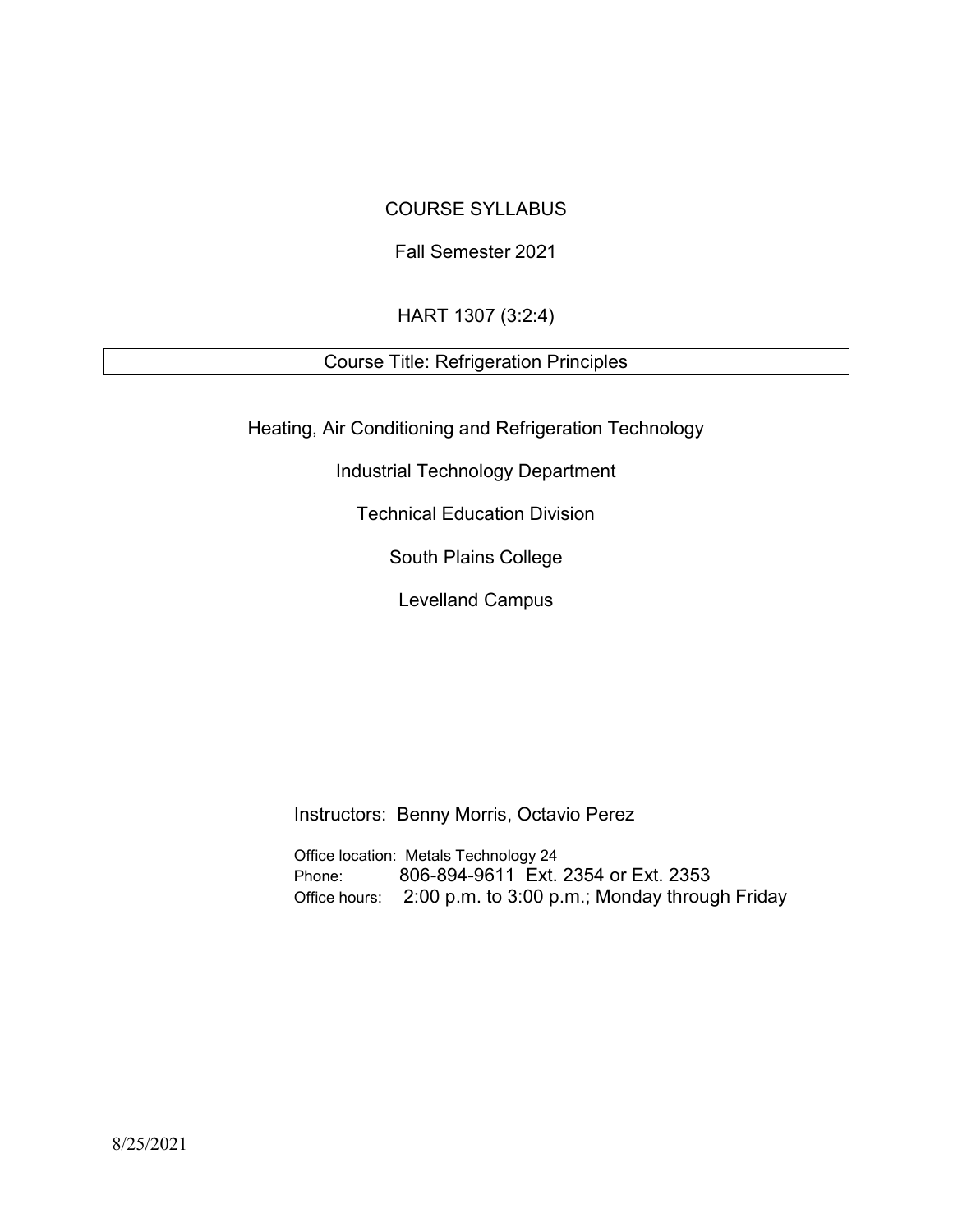# COURSE SYLLABUS

Fall Semester 2021

HART 1307 (3:2:4)

Course Title: Refrigeration Principles

Heating, Air Conditioning and Refrigeration Technology

Industrial Technology Department

Technical Education Division

South Plains College

Levelland Campus

Instructors: Benny Morris, Octavio Perez

Office location: Metals Technology 24
Phone: 806-894-9611 Ext. 2354 or Ext. 2353
Office hours: 2:00 p.m. to 3:00 p.m.; Monday through Friday

8/25/2021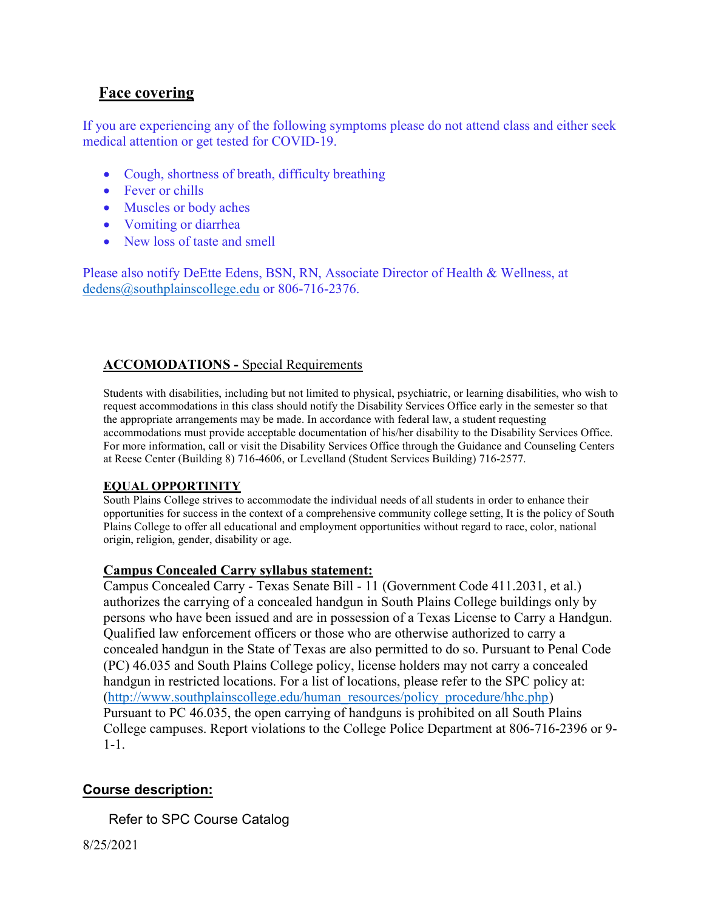## Face covering

If you are experiencing any of the following symptoms please do not attend class and either seek medical attention or get tested for COVID-19.

- Cough, shortness of breath, difficulty breathing
- Fever or chills
- Muscles or body aches
- Vomiting or diarrhea
- New loss of taste and smell

Please also notify DeEtte Edens, BSN, RN, Associate Director of Health & Wellness, at [dedens@southplainscollege.edu](mailto:dedens@southplainscollege.edu) or 806-716-2376.

### ACCOMODATIONS - Special Requirements

Students with disabilities, including but not limited to physical, psychiatric, or learning disabilities, who wish to request accommodations in this class should notify the Disability Services Office early in the semester so that the appropriate arrangements may be made. In accordance with federal law, a student requesting accommodations must provide acceptable documentation of his/her disability to the Disability Services Office. For more information, call or visit the Disability Services Office through the Guidance and Counseling Centers at Reese Center (Building 8) 716-4606, or Levelland (Student Services Building) 716-2577.

### EQUAL OPPORTINITY

South Plains College strives to accommodate the individual needs of all students in order to enhance their opportunities for success in the context of a comprehensive community college setting, It is the policy of South Plains College to offer all educational and employment opportunities without regard to race, color, national origin, religion, gender, disability or age.

### Campus Concealed Carry syllabus statement:

Campus Concealed Carry - Texas Senate Bill - 11 (Government Code 411.2031, et al.) authorizes the carrying of a concealed handgun in South Plains College buildings only by persons who have been issued and are in possession of a Texas License to Carry a Handgun. Qualified law enforcement officers or those who are otherwise authorized to carry a concealed handgun in the State of Texas are also permitted to do so. Pursuant to Penal Code (PC) 46.035 and South Plains College policy, license holders may not carry a concealed handgun in restricted locations. For a list of locations, please refer to the SPC policy at: ([http://www.southplainscollege.edu/human_resources/policy_procedure/hhc.php](http://www.southplainscollege.edu/human_resources/policy_procedure/hhc.php)) Pursuant to PC 46.035, the open carrying of handguns is prohibited on all South Plains College campuses. Report violations to the College Police Department at 806-716-2396 or 9-1-1.

## Course description:

Refer to SPC Course Catalog

8/25/2021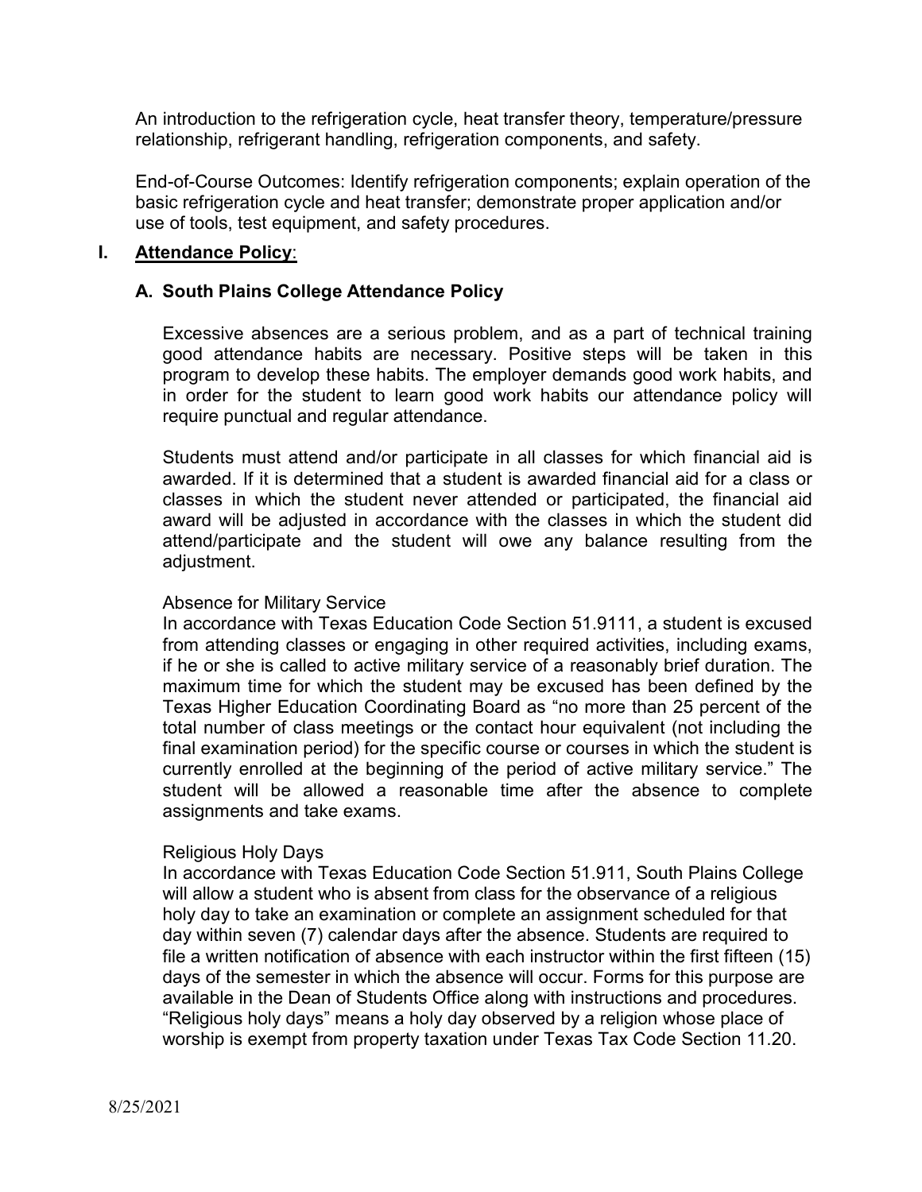An introduction to the refrigeration cycle, heat transfer theory, temperature/pressure relationship, refrigerant handling, refrigeration components, and safety.

End-of-Course Outcomes: Identify refrigeration components; explain operation of the basic refrigeration cycle and heat transfer; demonstrate proper application and/or use of tools, test equipment, and safety procedures.

## I. Attendance Policy:

### A. South Plains College Attendance Policy

Excessive absences are a serious problem, and as a part of technical training good attendance habits are necessary. Positive steps will be taken in this program to develop these habits. The employer demands good work habits, and in order for the student to learn good work habits our attendance policy will require punctual and regular attendance.

Students must attend and/or participate in all classes for which financial aid is awarded. If it is determined that a student is awarded financial aid for a class or classes in which the student never attended or participated, the financial aid award will be adjusted in accordance with the classes in which the student did attend/participate and the student will owe any balance resulting from the adjustment.

Absence for Military Service
In accordance with Texas Education Code Section 51.9111, a student is excused from attending classes or engaging in other required activities, including exams, if he or she is called to active military service of a reasonably brief duration. The maximum time for which the student may be excused has been defined by the Texas Higher Education Coordinating Board as "no more than 25 percent of the total number of class meetings or the contact hour equivalent (not including the final examination period) for the specific course or courses in which the student is currently enrolled at the beginning of the period of active military service." The student will be allowed a reasonable time after the absence to complete assignments and take exams.

Religious Holy Days
In accordance with Texas Education Code Section 51.911, South Plains College will allow a student who is absent from class for the observance of a religious holy day to take an examination or complete an assignment scheduled for that day within seven (7) calendar days after the absence. Students are required to file a written notification of absence with each instructor within the first fifteen (15) days of the semester in which the absence will occur. Forms for this purpose are available in the Dean of Students Office along with instructions and procedures. "Religious holy days" means a holy day observed by a religion whose place of worship is exempt from property taxation under Texas Tax Code Section 11.20.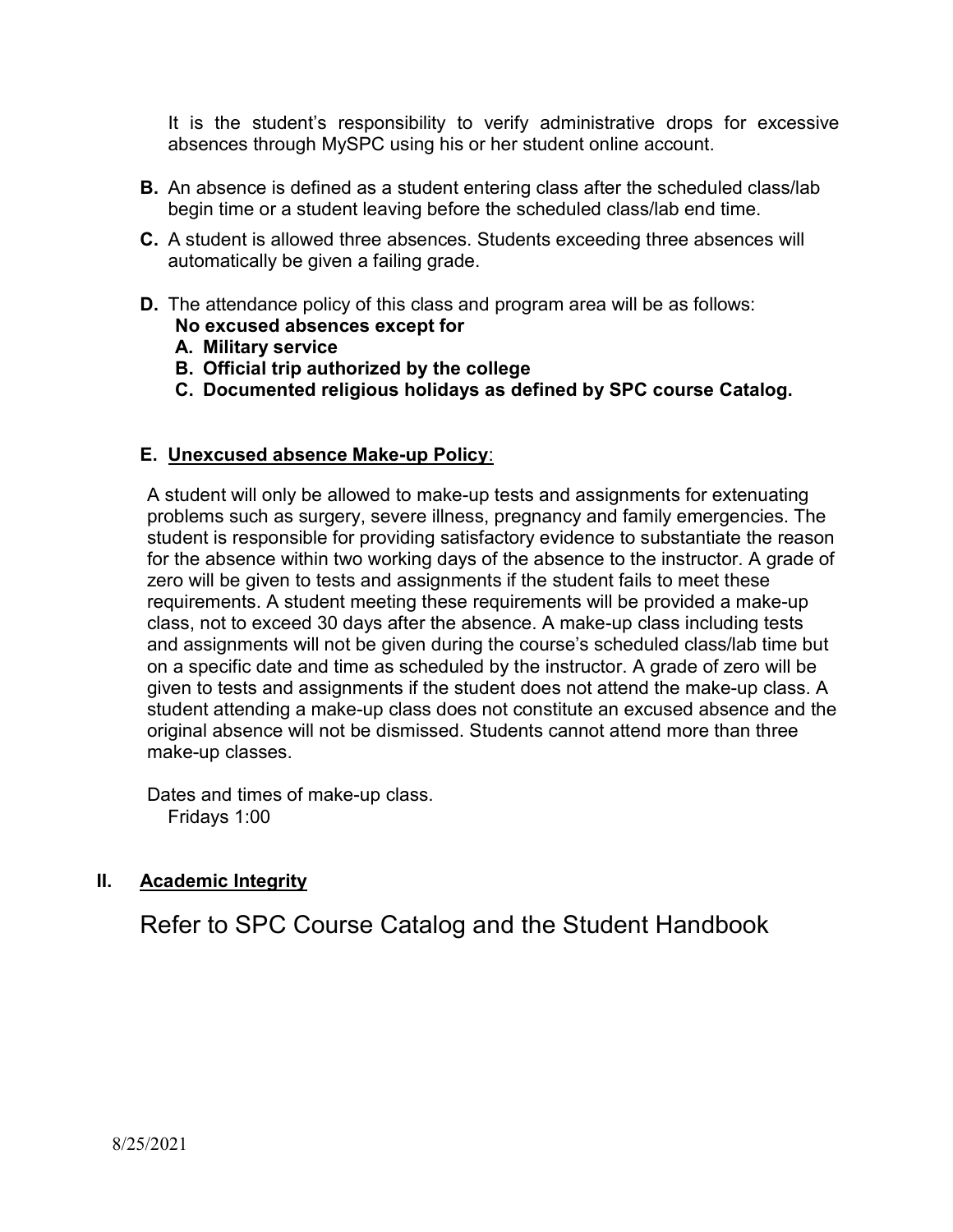It is the student's responsibility to verify administrative drops for excessive absences through MySPC using his or her student online account.

**B.** An absence is defined as a student entering class after the scheduled class/lab begin time or a student leaving before the scheduled class/lab end time.

**C.** A student is allowed three absences. Students exceeding three absences will automatically be given a failing grade.

**D.** The attendance policy of this class and program area will be as follows:

**No excused absences except for**

**A. Military service**

**B. Official trip authorized by the college**

**C. Documented religious holidays as defined by SPC course Catalog.**

**E. Unexcused absence Make-up Policy**:

A student will only be allowed to make-up tests and assignments for extenuating problems such as surgery, severe illness, pregnancy and family emergencies. The student is responsible for providing satisfactory evidence to substantiate the reason for the absence within two working days of the absence to the instructor. A grade of zero will be given to tests and assignments if the student fails to meet these requirements. A student meeting these requirements will be provided a make-up class, not to exceed 30 days after the absence. A make-up class including tests and assignments will not be given during the course's scheduled class/lab time but on a specific date and time as scheduled by the instructor. A grade of zero will be given to tests and assignments if the student does not attend the make-up class. A student attending a make-up class does not constitute an excused absence and the original absence will not be dismissed. Students cannot attend more than three make-up classes.

Dates and times of make-up class.
Fridays 1:00

## II. Academic Integrity

Refer to SPC Course Catalog and the Student Handbook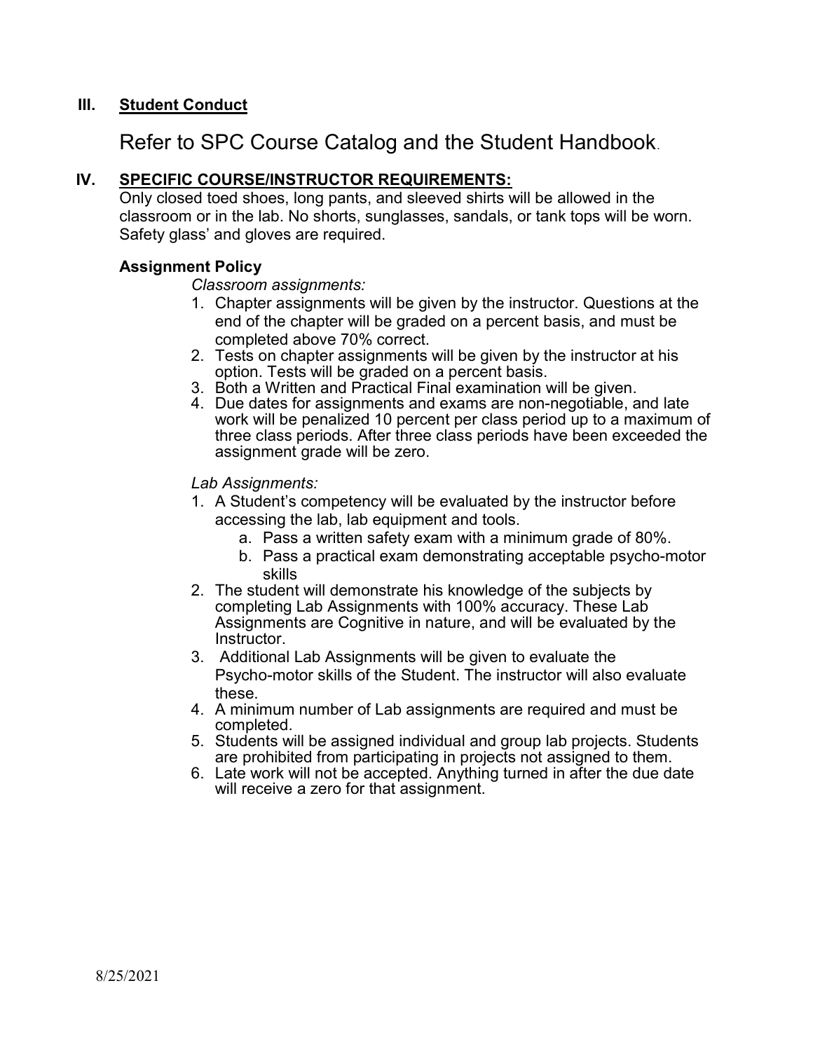## III. Student Conduct

Refer to SPC Course Catalog and the Student Handbook.

## IV. SPECIFIC COURSE/INSTRUCTOR REQUIREMENTS:

Only closed toed shoes, long pants, and sleeved shirts will be allowed in the classroom or in the lab. No shorts, sunglasses, sandals, or tank tops will be worn. Safety glass' and gloves are required.

### Assignment Policy

*Classroom assignments:*

1. Chapter assignments will be given by the instructor. Questions at the end of the chapter will be graded on a percent basis, and must be completed above 70% correct.
2. Tests on chapter assignments will be given by the instructor at his option. Tests will be graded on a percent basis.
3. Both a Written and Practical Final examination will be given.
4. Due dates for assignments and exams are non-negotiable, and late work will be penalized 10 percent per class period up to a maximum of three class periods. After three class periods have been exceeded the assignment grade will be zero.

*Lab Assignments:*

1. A Student's competency will be evaluated by the instructor before accessing the lab, lab equipment and tools.
   a. Pass a written safety exam with a minimum grade of 80%.
   b. Pass a practical exam demonstrating acceptable psycho-motor skills
2. The student will demonstrate his knowledge of the subjects by completing Lab Assignments with 100% accuracy. These Lab Assignments are Cognitive in nature, and will be evaluated by the Instructor.
3. Additional Lab Assignments will be given to evaluate the Psycho-motor skills of the Student. The instructor will also evaluate these.
4. A minimum number of Lab assignments are required and must be completed.
5. Students will be assigned individual and group lab projects. Students are prohibited from participating in projects not assigned to them.
6. Late work will not be accepted. Anything turned in after the due date will receive a zero for that assignment.

8/25/2021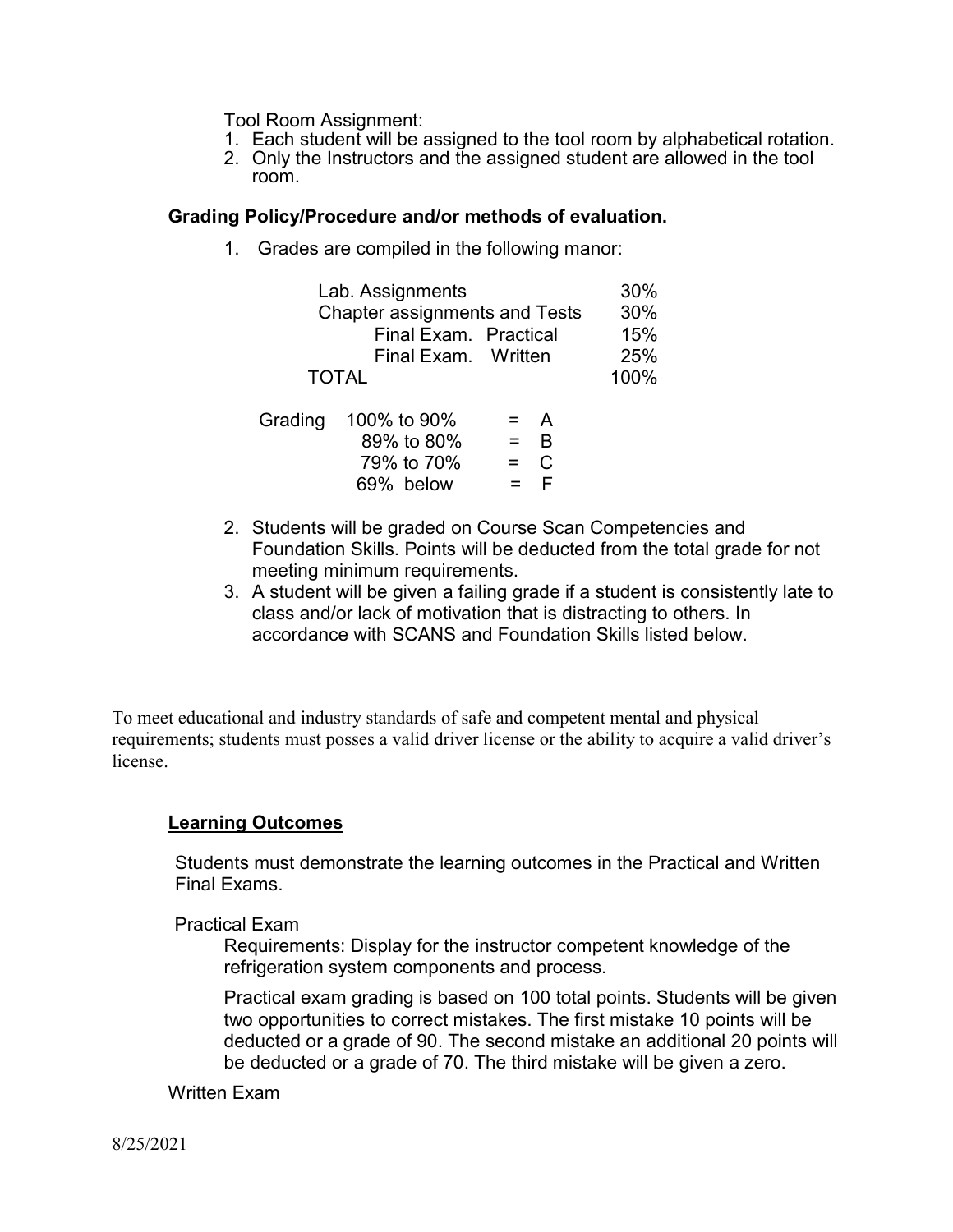Tool Room Assignment:

1. Each student will be assigned to the tool room by alphabetical rotation.
2. Only the Instructors and the assigned student are allowed in the tool room.

**Grading Policy/Procedure and/or methods of evaluation.**

1. Grades are compiled in the following manor:

| | |
|---|---|
| Lab. Assignments | 30% |
| Chapter assignments and Tests | 30% |
| Final Exam. Practical | 15% |
| Final Exam. Written | 25% |
| TOTAL | 100% |

| | | | |
|---|---|---|---|
| Grading | 100% to 90% | = | A |
| | 89% to 80% | = | B |
| | 79% to 70% | = | C |
| | 69% below | = | F |

2. Students will be graded on Course Scan Competencies and Foundation Skills. Points will be deducted from the total grade for not meeting minimum requirements.
3. A student will be given a failing grade if a student is consistently late to class and/or lack of motivation that is distracting to others. In accordance with SCANS and Foundation Skills listed below.

To meet educational and industry standards of safe and competent mental and physical requirements; students must posses a valid driver license or the ability to acquire a valid driver's license.

## Learning Outcomes

Students must demonstrate the learning outcomes in the Practical and Written Final Exams.

Practical Exam

Requirements: Display for the instructor competent knowledge of the refrigeration system components and process.

Practical exam grading is based on 100 total points. Students will be given two opportunities to correct mistakes. The first mistake 10 points will be deducted or a grade of 90. The second mistake an additional 20 points will be deducted or a grade of 70. The third mistake will be given a zero.

Written Exam

8/25/2021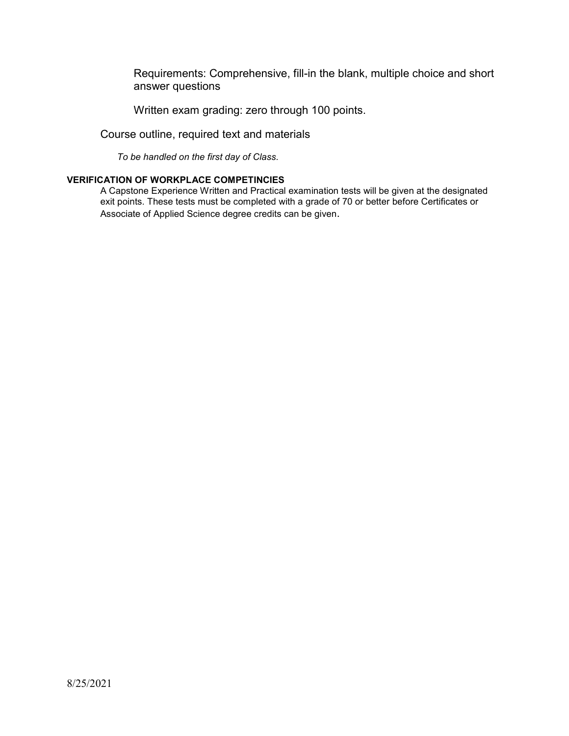Requirements: Comprehensive, fill-in the blank, multiple choice and short answer questions

Written exam grading: zero through 100 points.

Course outline, required text and materials

*To be handled on the first day of Class.*

**VERIFICATION OF WORKPLACE COMPETINCIES**

A Capstone Experience Written and Practical examination tests will be given at the designated exit points. These tests must be completed with a grade of 70 or better before Certificates or Associate of Applied Science degree credits can be given.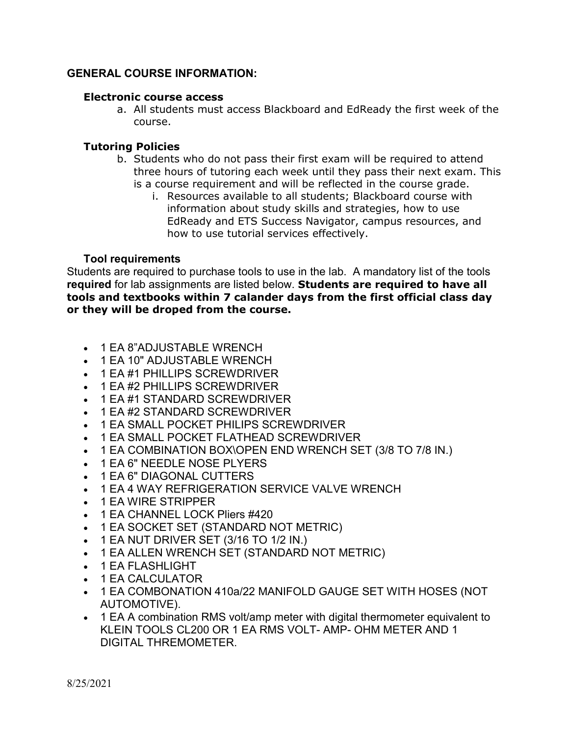## GENERAL COURSE INFORMATION:

### Electronic course access

a. All students must access Blackboard and EdReady the first week of the course.

### Tutoring Policies

b. Students who do not pass their first exam will be required to attend three hours of tutoring each week until they pass their next exam. This is a course requirement and will be reflected in the course grade.
   i. Resources available to all students; Blackboard course with information about study skills and strategies, how to use EdReady and ETS Success Navigator, campus resources, and how to use tutorial services effectively.

### Tool requirements

Students are required to purchase tools to use in the lab. A mandatory list of the tools **required** for lab assignments are listed below. **Students are required to have all tools and textbooks within 7 calander days from the first official class day or they will be droped from the course.**

- 1 EA 8"ADJUSTABLE WRENCH
- 1 EA 10" ADJUSTABLE WRENCH
- 1 EA #1 PHILLIPS SCREWDRIVER
- 1 EA #2 PHILLIPS SCREWDRIVER
- 1 EA #1 STANDARD SCREWDRIVER
- 1 EA #2 STANDARD SCREWDRIVER
- 1 EA SMALL POCKET PHILIPS SCREWDRIVER
- 1 EA SMALL POCKET FLATHEAD SCREWDRIVER
- 1 EA COMBINATION BOX\OPEN END WRENCH SET (3/8 TO 7/8 IN.)
- 1 EA 6" NEEDLE NOSE PLYERS
- 1 EA 6" DIAGONAL CUTTERS
- 1 EA 4 WAY REFRIGERATION SERVICE VALVE WRENCH
- 1 EA WIRE STRIPPER
- 1 EA CHANNEL LOCK Pliers #420
- 1 EA SOCKET SET (STANDARD NOT METRIC)
- 1 EA NUT DRIVER SET (3/16 TO 1/2 IN.)
- 1 EA ALLEN WRENCH SET (STANDARD NOT METRIC)
- 1 EA FLASHLIGHT
- 1 EA CALCULATOR
- 1 EA COMBONATION 410a/22 MANIFOLD GAUGE SET WITH HOSES (NOT AUTOMOTIVE).
- 1 EA A combination RMS volt/amp meter with digital thermometer equivalent to KLEIN TOOLS CL200 OR 1 EA RMS VOLT- AMP- OHM METER AND 1 DIGITAL THREMOMETER.

8/25/2021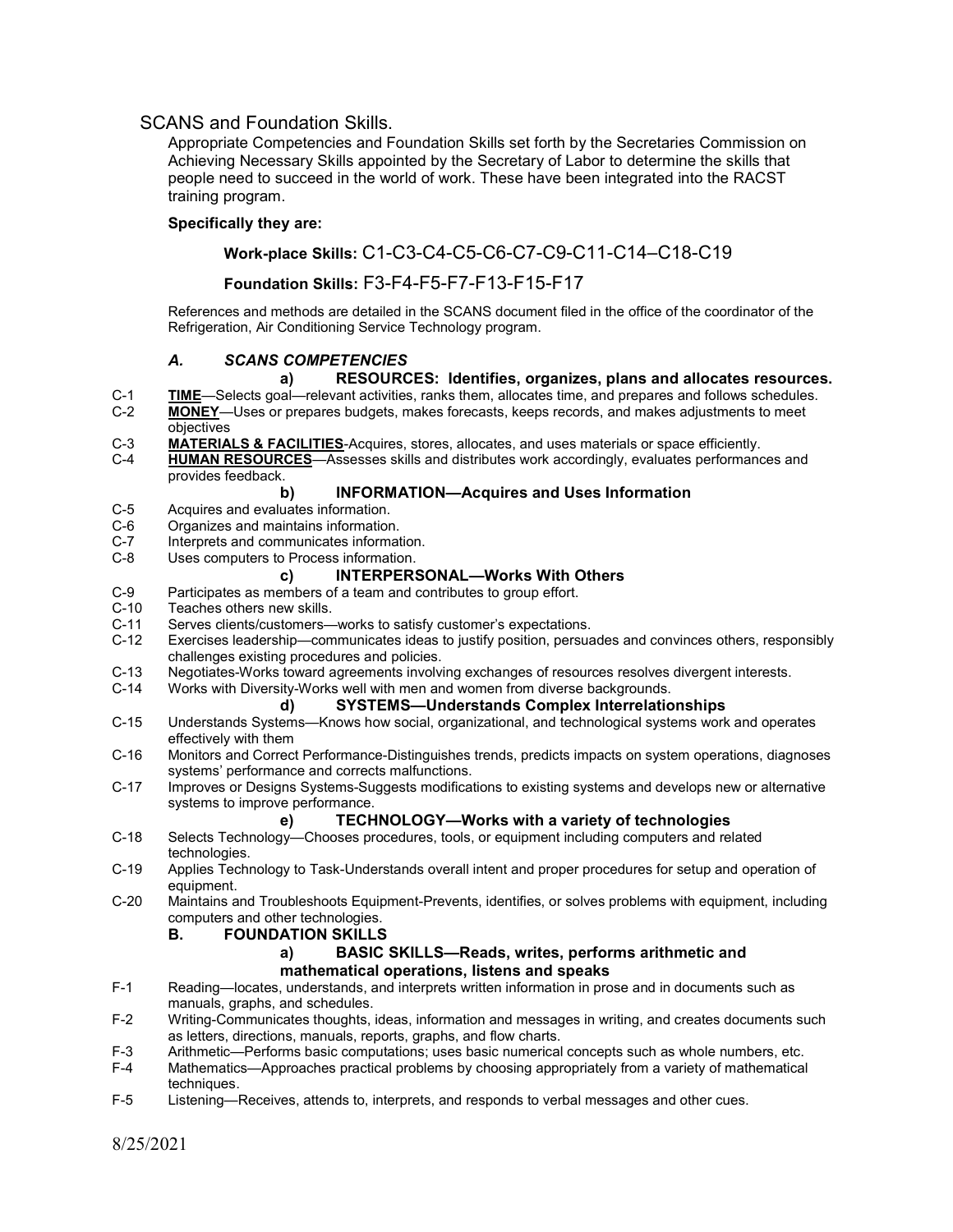## SCANS and Foundation Skills.

Appropriate Competencies and Foundation Skills set forth by the Secretaries Commission on Achieving Necessary Skills appointed by the Secretary of Labor to determine the skills that people need to succeed in the world of work. These have been integrated into the RACST training program.

**Specifically they are:**

**Work-place Skills:** C1-C3-C4-C5-C6-C7-C9-C11-C14–C18-C19

**Foundation Skills:** F3-F4-F5-F7-F13-F15-F17

References and methods are detailed in the SCANS document filed in the office of the coordinator of the Refrigeration, Air Conditioning Service Technology program.

### *A. SCANS COMPETENCIES*

#### a) RESOURCES: Identifies, organizes, plans and allocates resources.

C-1 **TIME**—Selects goal—relevant activities, ranks them, allocates time, and prepares and follows schedules.
C-2 **MONEY**—Uses or prepares budgets, makes forecasts, keeps records, and makes adjustments to meet objectives
C-3 **MATERIALS & FACILITIES**-Acquires, stores, allocates, and uses materials or space efficiently.
C-4 **HUMAN RESOURCES**—Assesses skills and distributes work accordingly, evaluates performances and provides feedback.

#### b) INFORMATION—Acquires and Uses Information

C-5 Acquires and evaluates information.
C-6 Organizes and maintains information.
C-7 Interprets and communicates information.
C-8 Uses computers to Process information.

#### c) INTERPERSONAL—Works With Others

C-9 Participates as members of a team and contributes to group effort.
C-10 Teaches others new skills.
C-11 Serves clients/customers—works to satisfy customer's expectations.
C-12 Exercises leadership—communicates ideas to justify position, persuades and convinces others, responsibly challenges existing procedures and policies.
C-13 Negotiates-Works toward agreements involving exchanges of resources resolves divergent interests.
C-14 Works with Diversity-Works well with men and women from diverse backgrounds.

#### d) SYSTEMS—Understands Complex Interrelationships

C-15 Understands Systems—Knows how social, organizational, and technological systems work and operates effectively with them
C-16 Monitors and Correct Performance-Distinguishes trends, predicts impacts on system operations, diagnoses systems' performance and corrects malfunctions.
C-17 Improves or Designs Systems-Suggests modifications to existing systems and develops new or alternative systems to improve performance.

#### e) TECHNOLOGY—Works with a variety of technologies

C-18 Selects Technology—Chooses procedures, tools, or equipment including computers and related technologies.
C-19 Applies Technology to Task-Understands overall intent and proper procedures for setup and operation of equipment.
C-20 Maintains and Troubleshoots Equipment-Prevents, identifies, or solves problems with equipment, including computers and other technologies.

### B. FOUNDATION SKILLS

#### a) BASIC SKILLS—Reads, writes, performs arithmetic and mathematical operations, listens and speaks

F-1 Reading—locates, understands, and interprets written information in prose and in documents such as manuals, graphs, and schedules.
F-2 Writing-Communicates thoughts, ideas, information and messages in writing, and creates documents such as letters, directions, manuals, reports, graphs, and flow charts.
F-3 Arithmetic—Performs basic computations; uses basic numerical concepts such as whole numbers, etc.
F-4 Mathematics—Approaches practical problems by choosing appropriately from a variety of mathematical techniques.
F-5 Listening—Receives, attends to, interprets, and responds to verbal messages and other cues.

8/25/2021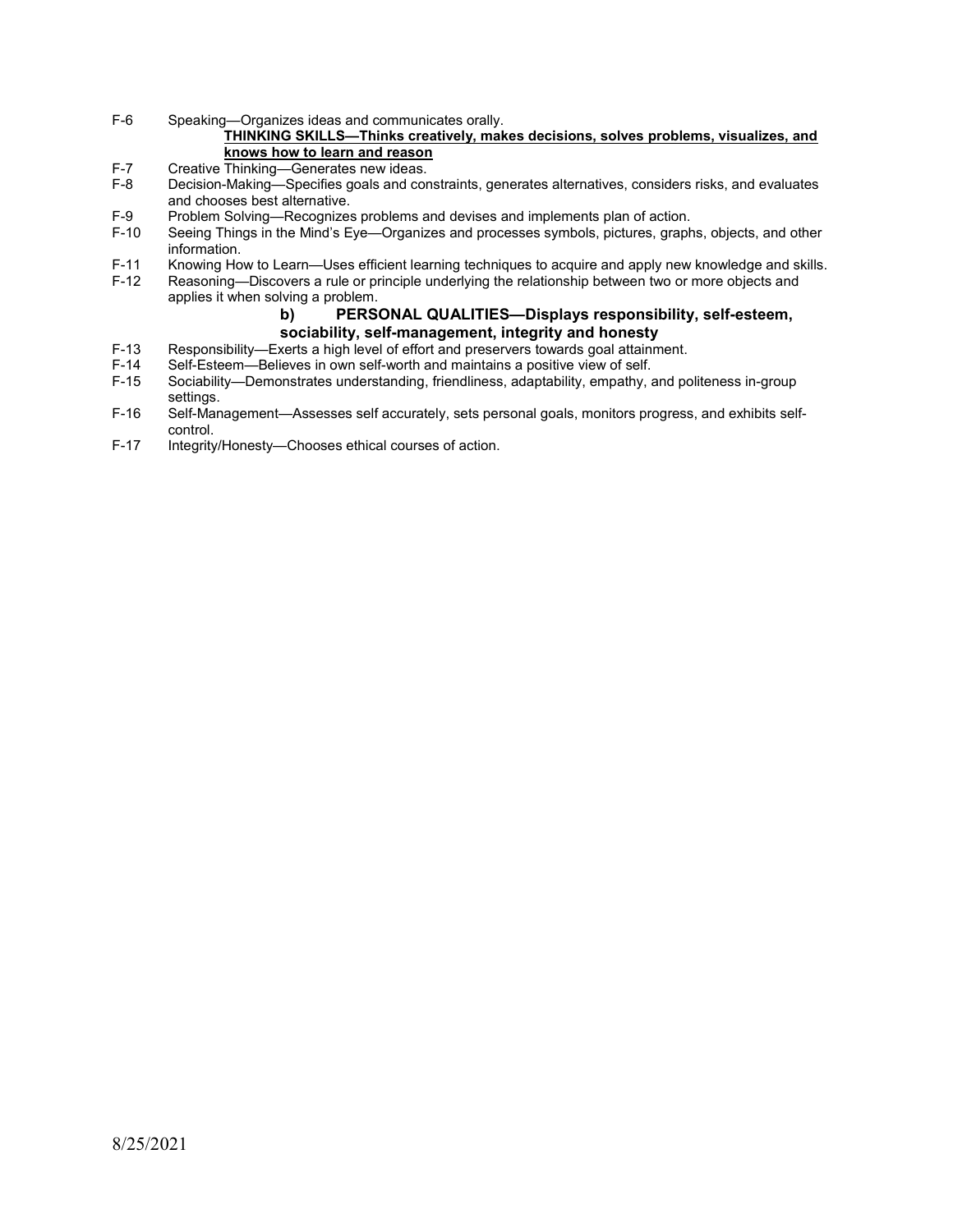F-6 Speaking—Organizes ideas and communicates orally.

**THINKING SKILLS—Thinks creatively, makes decisions, solves problems, visualizes, and knows how to learn and reason**

F-7 Creative Thinking—Generates new ideas.

F-8 Decision-Making—Specifies goals and constraints, generates alternatives, considers risks, and evaluates and chooses best alternative.

F-9 Problem Solving—Recognizes problems and devises and implements plan of action.

F-10 Seeing Things in the Mind's Eye—Organizes and processes symbols, pictures, graphs, objects, and other information.

F-11 Knowing How to Learn—Uses efficient learning techniques to acquire and apply new knowledge and skills.

F-12 Reasoning—Discovers a rule or principle underlying the relationship between two or more objects and applies it when solving a problem.

**b) PERSONAL QUALITIES—Displays responsibility, self-esteem, sociability, self-management, integrity and honesty**

F-13 Responsibility—Exerts a high level of effort and preservers towards goal attainment.

F-14 Self-Esteem—Believes in own self-worth and maintains a positive view of self.

F-15 Sociability—Demonstrates understanding, friendliness, adaptability, empathy, and politeness in-group settings.

F-16 Self-Management—Assesses self accurately, sets personal goals, monitors progress, and exhibits self-control.

F-17 Integrity/Honesty—Chooses ethical courses of action.

8/25/2021